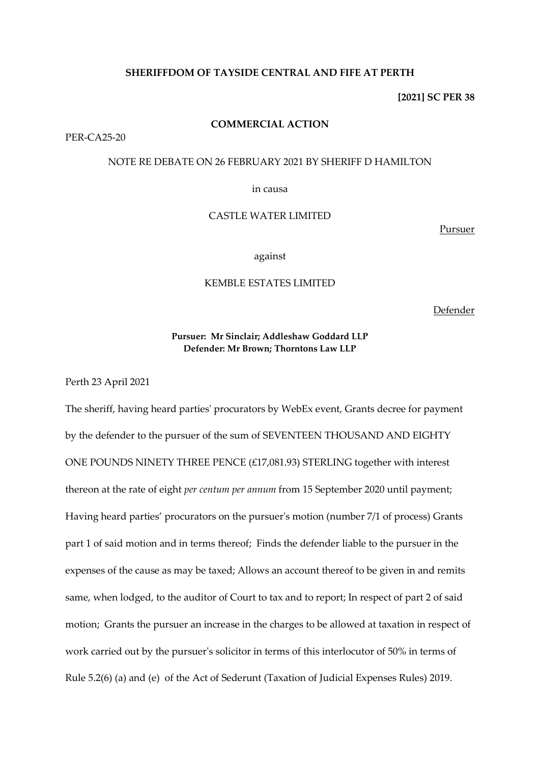**SHERIFFDOM OF TAYSIDE CENTRAL AND FIFE AT PERTH**

**[2021] SC PER 38**

**COMMERCIAL ACTION**

PER-CA25-20

NOTE RE DEBATE ON 26 FEBRUARY 2021 BY SHERIFF D HAMILTON

in causa

CASTLE WATER LIMITED

Pursuer

against

KEMBLE ESTATES LIMITED

Defender

**Pursuer: Mr Sinclair; Addleshaw Goddard LLP**
**Defender: Mr Brown; Thorntons Law LLP**

Perth 23 April 2021

The sheriff, having heard parties' procurators by WebEx event, Grants decree for payment by the defender to the pursuer of the sum of SEVENTEEN THOUSAND AND EIGHTY ONE POUNDS NINETY THREE PENCE (£17,081.93) STERLING together with interest thereon at the rate of eight *per centum per annum* from 15 September 2020 until payment; Having heard parties' procurators on the pursuer's motion (number 7/1 of process) Grants part 1 of said motion and in terms thereof; Finds the defender liable to the pursuer in the expenses of the cause as may be taxed; Allows an account thereof to be given in and remits same, when lodged, to the auditor of Court to tax and to report; In respect of part 2 of said motion; Grants the pursuer an increase in the charges to be allowed at taxation in respect of work carried out by the pursuer's solicitor in terms of this interlocutor of 50% in terms of Rule 5.2(6) (a) and (e) of the Act of Sederunt (Taxation of Judicial Expenses Rules) 2019.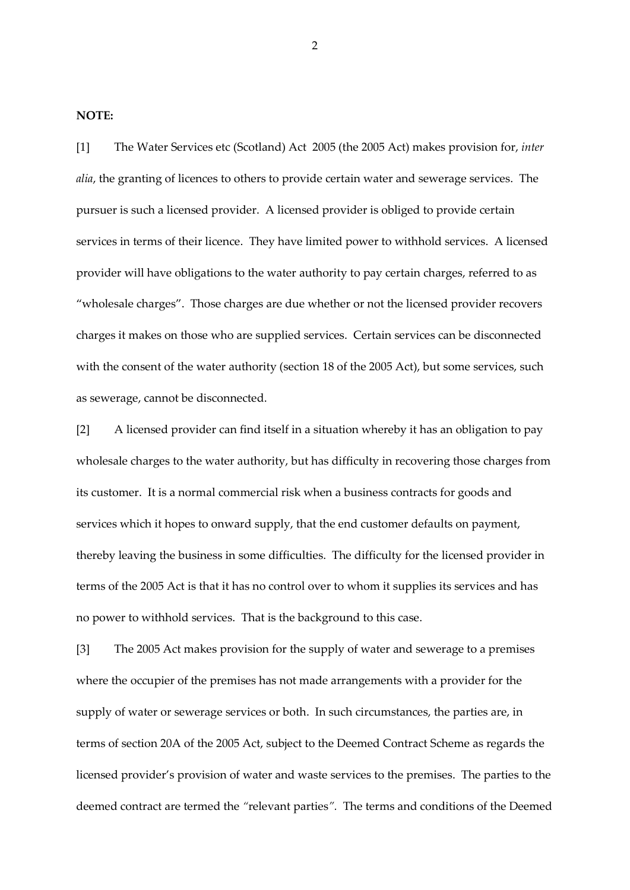**NOTE:**

[1] The Water Services etc (Scotland) Act 2005 (the 2005 Act) makes provision for, *inter alia*, the granting of licences to others to provide certain water and sewerage services. The pursuer is such a licensed provider. A licensed provider is obliged to provide certain services in terms of their licence. They have limited power to withhold services. A licensed provider will have obligations to the water authority to pay certain charges, referred to as "wholesale charges". Those charges are due whether or not the licensed provider recovers charges it makes on those who are supplied services. Certain services can be disconnected with the consent of the water authority (section 18 of the 2005 Act), but some services, such as sewerage, cannot be disconnected.

[2] A licensed provider can find itself in a situation whereby it has an obligation to pay wholesale charges to the water authority, but has difficulty in recovering those charges from its customer. It is a normal commercial risk when a business contracts for goods and services which it hopes to onward supply, that the end customer defaults on payment, thereby leaving the business in some difficulties. The difficulty for the licensed provider in terms of the 2005 Act is that it has no control over to whom it supplies its services and has no power to withhold services. That is the background to this case.

[3] The 2005 Act makes provision for the supply of water and sewerage to a premises where the occupier of the premises has not made arrangements with a provider for the supply of water or sewerage services or both. In such circumstances, the parties are, in terms of section 20A of the 2005 Act, subject to the Deemed Contract Scheme as regards the licensed provider's provision of water and waste services to the premises. The parties to the deemed contract are termed the "relevant parties". The terms and conditions of the Deemed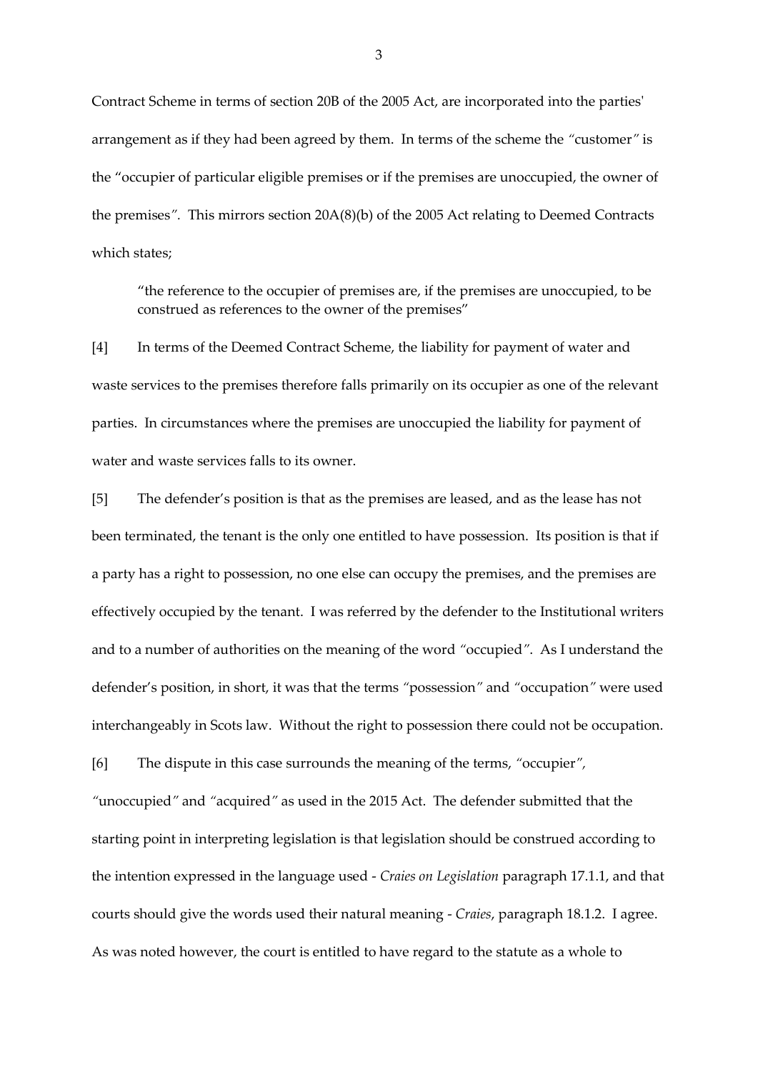Contract Scheme in terms of section 20B of the 2005 Act, are incorporated into the parties' arrangement as if they had been agreed by them. In terms of the scheme the *"customer"* is the "occupier of particular eligible premises or if the premises are unoccupied, the owner of the premises*"*. This mirrors section 20A(8)(b) of the 2005 Act relating to Deemed Contracts which states;

> "the reference to the occupier of premises are, if the premises are unoccupied, to be construed as references to the owner of the premises"

[4] In terms of the Deemed Contract Scheme, the liability for payment of water and waste services to the premises therefore falls primarily on its occupier as one of the relevant parties. In circumstances where the premises are unoccupied the liability for payment of water and waste services falls to its owner.

[5] The defender's position is that as the premises are leased, and as the lease has not been terminated, the tenant is the only one entitled to have possession. Its position is that if a party has a right to possession, no one else can occupy the premises, and the premises are effectively occupied by the tenant. I was referred by the defender to the Institutional writers and to a number of authorities on the meaning of the word *"occupied"*. As I understand the defender's position, in short, it was that the terms *"possession"* and *"occupation"* were used interchangeably in Scots law. Without the right to possession there could not be occupation.

[6] The dispute in this case surrounds the meaning of the terms, *"occupier"*, *"unoccupied"* and *"acquired"* as used in the 2015 Act. The defender submitted that the starting point in interpreting legislation is that legislation should be construed according to the intention expressed in the language used - *Craies on Legislation* paragraph 17.1.1, and that courts should give the words used their natural meaning - *Craies*, paragraph 18.1.2. I agree. As was noted however, the court is entitled to have regard to the statute as a whole to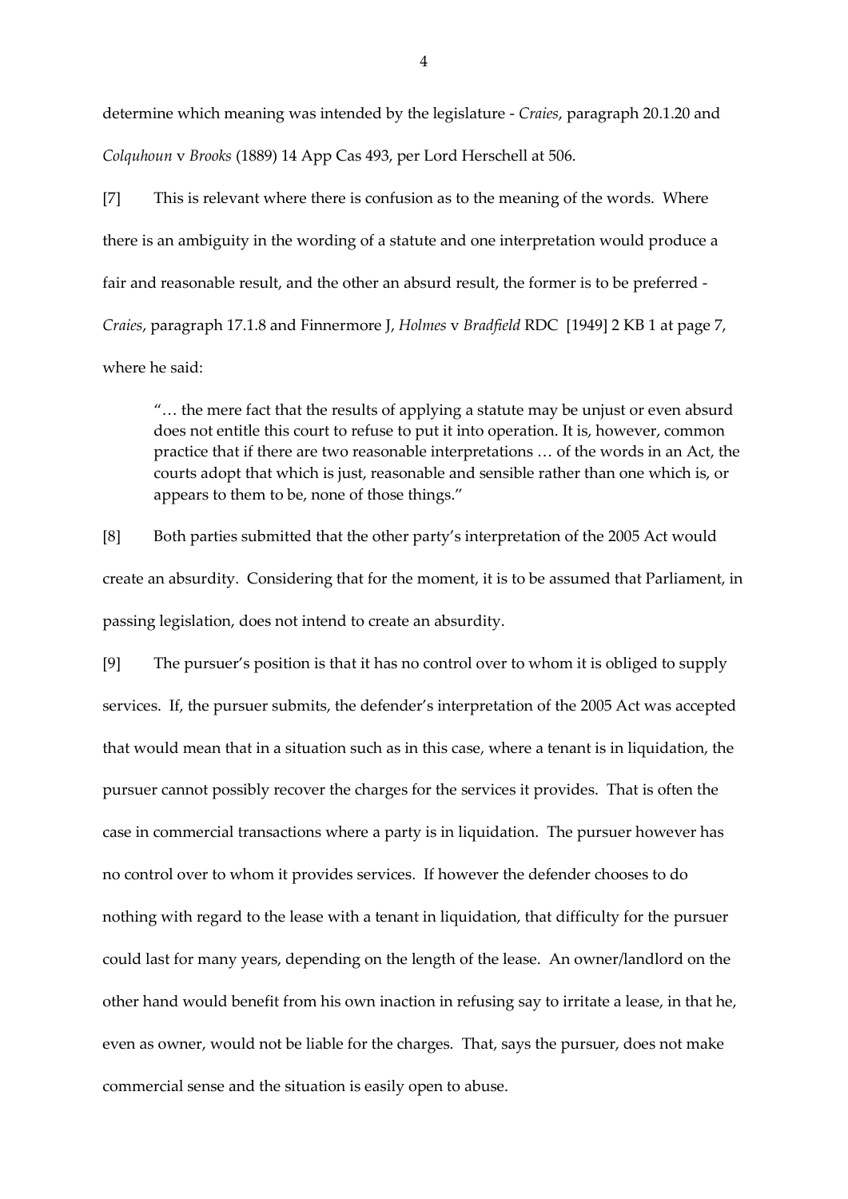determine which meaning was intended by the legislature - *Craies*, paragraph 20.1.20 and *Colquhoun* v *Brooks* (1889) 14 App Cas 493, per Lord Herschell at 506.

[7] This is relevant where there is confusion as to the meaning of the words. Where there is an ambiguity in the wording of a statute and one interpretation would produce a fair and reasonable result, and the other an absurd result, the former is to be preferred - *Craies*, paragraph 17.1.8 and Finnermore J, *Holmes* v *Bradfield* RDC [1949] 2 KB 1 at page 7, where he said:

> "… the mere fact that the results of applying a statute may be unjust or even absurd does not entitle this court to refuse to put it into operation. It is, however, common practice that if there are two reasonable interpretations … of the words in an Act, the courts adopt that which is just, reasonable and sensible rather than one which is, or appears to them to be, none of those things."

[8] Both parties submitted that the other party's interpretation of the 2005 Act would create an absurdity. Considering that for the moment, it is to be assumed that Parliament, in passing legislation, does not intend to create an absurdity.

[9] The pursuer's position is that it has no control over to whom it is obliged to supply services. If, the pursuer submits, the defender's interpretation of the 2005 Act was accepted that would mean that in a situation such as in this case, where a tenant is in liquidation, the pursuer cannot possibly recover the charges for the services it provides. That is often the case in commercial transactions where a party is in liquidation. The pursuer however has no control over to whom it provides services. If however the defender chooses to do nothing with regard to the lease with a tenant in liquidation, that difficulty for the pursuer could last for many years, depending on the length of the lease. An owner/landlord on the other hand would benefit from his own inaction in refusing say to irritate a lease, in that he, even as owner, would not be liable for the charges. That, says the pursuer, does not make commercial sense and the situation is easily open to abuse.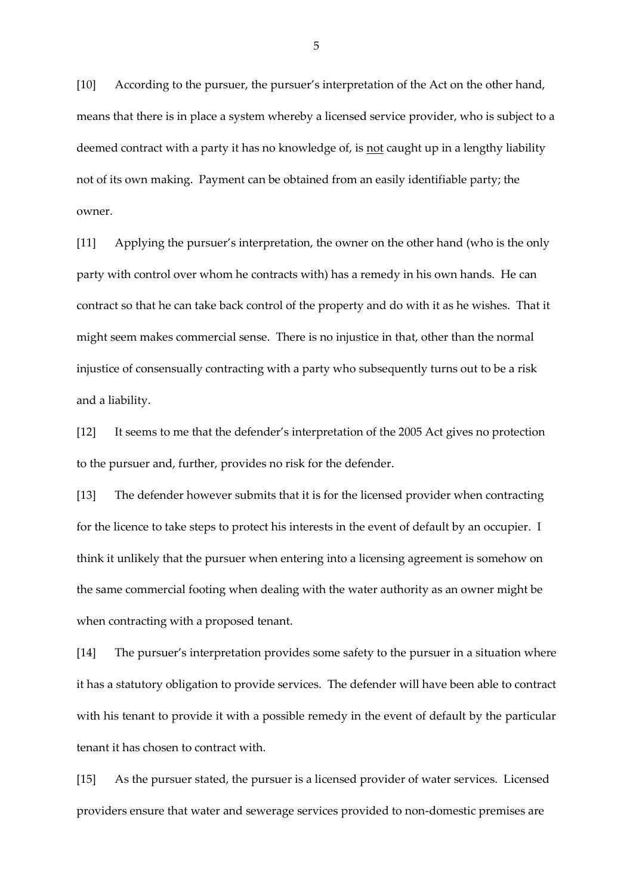[10] According to the pursuer, the pursuer's interpretation of the Act on the other hand, means that there is in place a system whereby a licensed service provider, who is subject to a deemed contract with a party it has no knowledge of, is <u>not</u> caught up in a lengthy liability not of its own making. Payment can be obtained from an easily identifiable party; the owner.

[11] Applying the pursuer's interpretation, the owner on the other hand (who is the only party with control over whom he contracts with) has a remedy in his own hands. He can contract so that he can take back control of the property and do with it as he wishes. That it might seem makes commercial sense. There is no injustice in that, other than the normal injustice of consensually contracting with a party who subsequently turns out to be a risk and a liability.

[12] It seems to me that the defender's interpretation of the 2005 Act gives no protection to the pursuer and, further, provides no risk for the defender.

[13] The defender however submits that it is for the licensed provider when contracting for the licence to take steps to protect his interests in the event of default by an occupier. I think it unlikely that the pursuer when entering into a licensing agreement is somehow on the same commercial footing when dealing with the water authority as an owner might be when contracting with a proposed tenant.

[14] The pursuer's interpretation provides some safety to the pursuer in a situation where it has a statutory obligation to provide services. The defender will have been able to contract with his tenant to provide it with a possible remedy in the event of default by the particular tenant it has chosen to contract with.

[15] As the pursuer stated, the pursuer is a licensed provider of water services. Licensed providers ensure that water and sewerage services provided to non-domestic premises are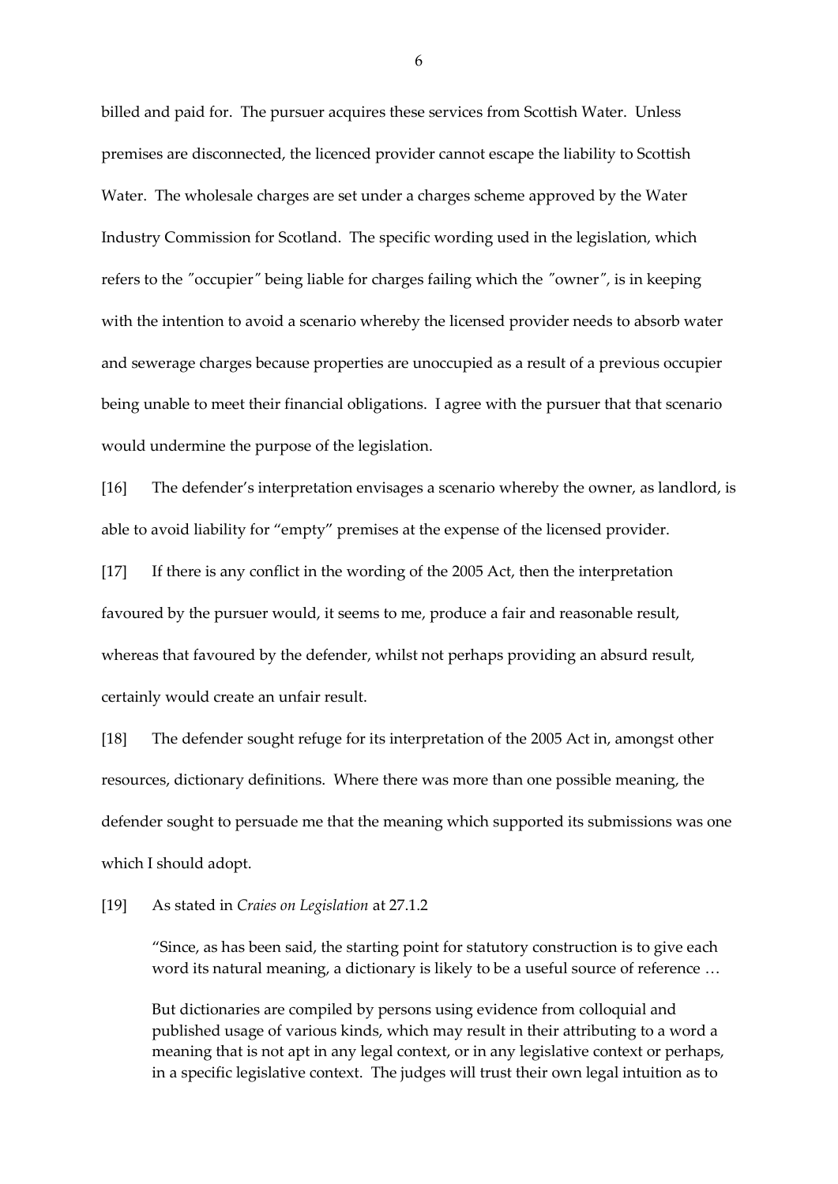billed and paid for. The pursuer acquires these services from Scottish Water. Unless premises are disconnected, the licenced provider cannot escape the liability to Scottish Water. The wholesale charges are set under a charges scheme approved by the Water Industry Commission for Scotland. The specific wording used in the legislation, which refers to the ″occupier″ being liable for charges failing which the ″owner″, is in keeping with the intention to avoid a scenario whereby the licensed provider needs to absorb water and sewerage charges because properties are unoccupied as a result of a previous occupier being unable to meet their financial obligations. I agree with the pursuer that that scenario would undermine the purpose of the legislation.

[16] The defender's interpretation envisages a scenario whereby the owner, as landlord, is able to avoid liability for "empty" premises at the expense of the licensed provider.

[17] If there is any conflict in the wording of the 2005 Act, then the interpretation favoured by the pursuer would, it seems to me, produce a fair and reasonable result, whereas that favoured by the defender, whilst not perhaps providing an absurd result, certainly would create an unfair result.

[18] The defender sought refuge for its interpretation of the 2005 Act in, amongst other resources, dictionary definitions. Where there was more than one possible meaning, the defender sought to persuade me that the meaning which supported its submissions was one which I should adopt.

[19] As stated in *Craies on Legislation* at 27.1.2

> "Since, as has been said, the starting point for statutory construction is to give each word its natural meaning, a dictionary is likely to be a useful source of reference …
>
> But dictionaries are compiled by persons using evidence from colloquial and published usage of various kinds, which may result in their attributing to a word a meaning that is not apt in any legal context, or in any legislative context or perhaps, in a specific legislative context. The judges will trust their own legal intuition as to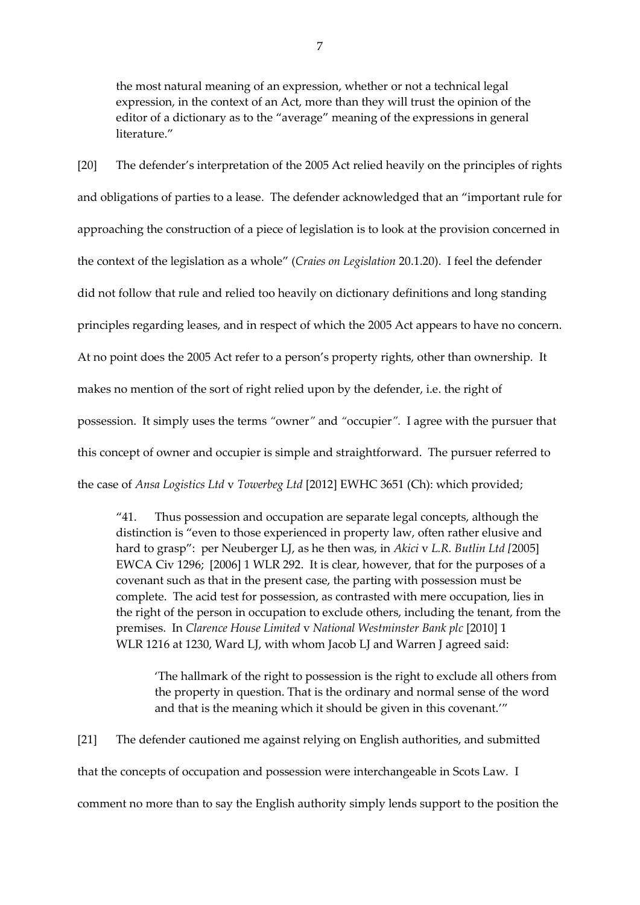the most natural meaning of an expression, whether or not a technical legal expression, in the context of an Act, more than they will trust the opinion of the editor of a dictionary as to the "average" meaning of the expressions in general literature."

[20] The defender's interpretation of the 2005 Act relied heavily on the principles of rights and obligations of parties to a lease. The defender acknowledged that an "important rule for approaching the construction of a piece of legislation is to look at the provision concerned in the context of the legislation as a whole" (*Craies on Legislation* 20.1.20). I feel the defender did not follow that rule and relied too heavily on dictionary definitions and long standing principles regarding leases, and in respect of which the 2005 Act appears to have no concern. At no point does the 2005 Act refer to a person's property rights, other than ownership. It makes no mention of the sort of right relied upon by the defender, i.e. the right of possession. It simply uses the terms *"*owner*"* and *"*occupier*"*. I agree with the pursuer that this concept of owner and occupier is simple and straightforward. The pursuer referred to the case of *Ansa Logistics Ltd* v *Towerbeg Ltd* [2012] EWHC 3651 (Ch): which provided;

> "41. Thus possession and occupation are separate legal concepts, although the distinction is "even to those experienced in property law, often rather elusive and hard to grasp": per Neuberger LJ, as he then was, in *Akici* v *L.R. Butlin Ltd [*2005] EWCA Civ 1296; [2006] 1 WLR 292. It is clear, however, that for the purposes of a covenant such as that in the present case, the parting with possession must be complete. The acid test for possession, as contrasted with mere occupation, lies in the right of the person in occupation to exclude others, including the tenant, from the premises. In *Clarence House Limited* v *National Westminster Bank plc* [2010] 1 WLR 1216 at 1230, Ward LJ, with whom Jacob LJ and Warren J agreed said:
>
> > 'The hallmark of the right to possession is the right to exclude all others from the property in question. That is the ordinary and normal sense of the word and that is the meaning which it should be given in this covenant.'"

[21] The defender cautioned me against relying on English authorities, and submitted that the concepts of occupation and possession were interchangeable in Scots Law. I comment no more than to say the English authority simply lends support to the position the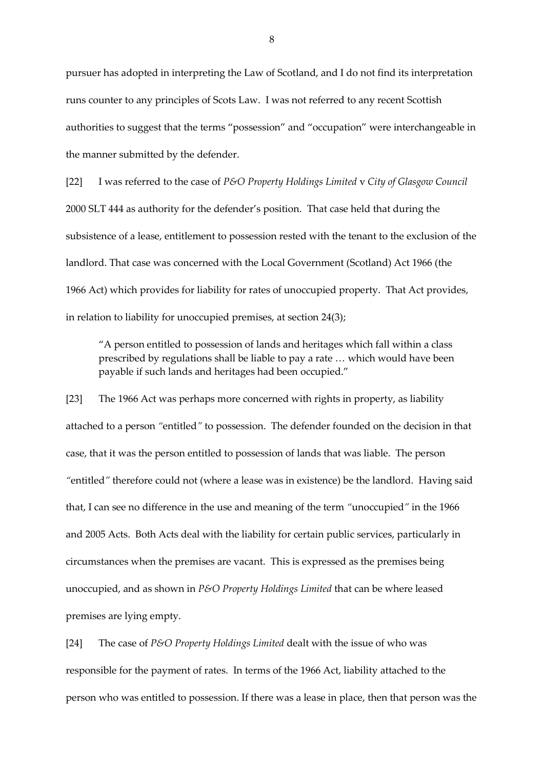pursuer has adopted in interpreting the Law of Scotland, and I do not find its interpretation runs counter to any principles of Scots Law. I was not referred to any recent Scottish authorities to suggest that the terms "possession" and "occupation" were interchangeable in the manner submitted by the defender.

[22] I was referred to the case of *P&O Property Holdings Limited* v *City of Glasgow Council* 2000 SLT 444 as authority for the defender's position. That case held that during the subsistence of a lease, entitlement to possession rested with the tenant to the exclusion of the landlord. That case was concerned with the Local Government (Scotland) Act 1966 (the 1966 Act) which provides for liability for rates of unoccupied property. That Act provides, in relation to liability for unoccupied premises, at section 24(3);

> "A person entitled to possession of lands and heritages which fall within a class prescribed by regulations shall be liable to pay a rate … which would have been payable if such lands and heritages had been occupied."

[23] The 1966 Act was perhaps more concerned with rights in property, as liability attached to a person *"*entitled*"* to possession. The defender founded on the decision in that case, that it was the person entitled to possession of lands that was liable. The person *"*entitled*"* therefore could not (where a lease was in existence) be the landlord. Having said that, I can see no difference in the use and meaning of the term *"*unoccupied*"* in the 1966 and 2005 Acts. Both Acts deal with the liability for certain public services, particularly in circumstances when the premises are vacant. This is expressed as the premises being unoccupied, and as shown in *P&O Property Holdings Limited* that can be where leased premises are lying empty.

[24] The case of *P&O Property Holdings Limited* dealt with the issue of who was responsible for the payment of rates. In terms of the 1966 Act, liability attached to the person who was entitled to possession. If there was a lease in place, then that person was the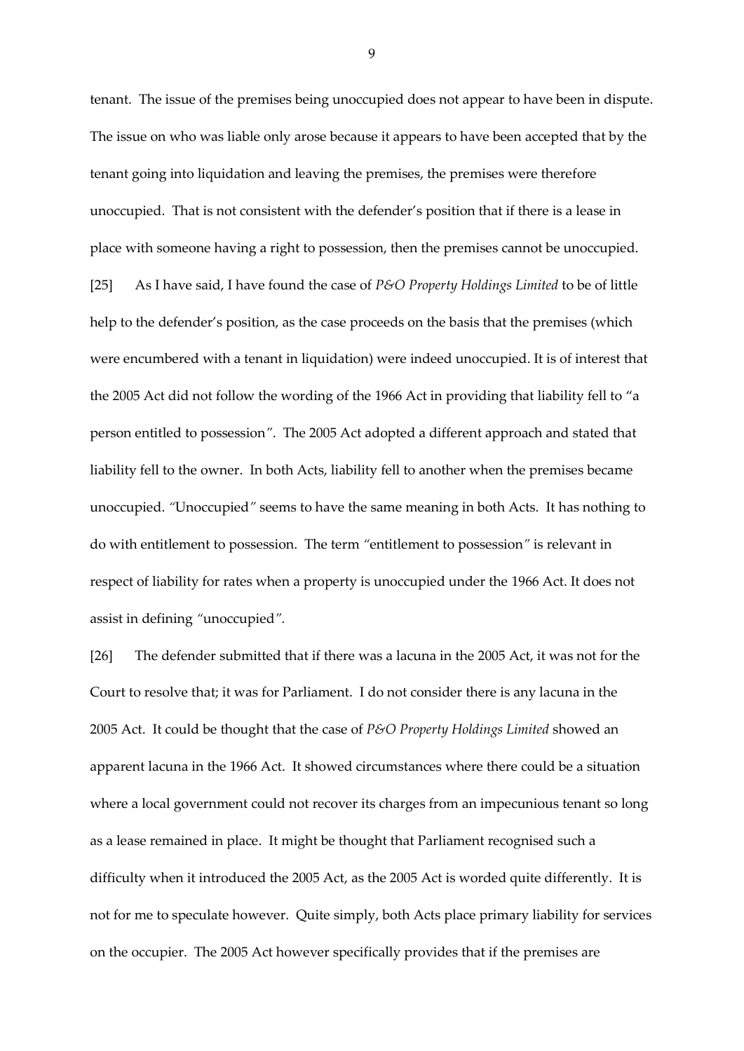tenant. The issue of the premises being unoccupied does not appear to have been in dispute. The issue on who was liable only arose because it appears to have been accepted that by the tenant going into liquidation and leaving the premises, the premises were therefore unoccupied. That is not consistent with the defender's position that if there is a lease in place with someone having a right to possession, then the premises cannot be unoccupied.

[25] As I have said, I have found the case of *P&O Property Holdings Limited* to be of little help to the defender's position, as the case proceeds on the basis that the premises (which were encumbered with a tenant in liquidation) were indeed unoccupied. It is of interest that the 2005 Act did not follow the wording of the 1966 Act in providing that liability fell to "a person entitled to possession". The 2005 Act adopted a different approach and stated that liability fell to the owner. In both Acts, liability fell to another when the premises became unoccupied. "Unoccupied" seems to have the same meaning in both Acts. It has nothing to do with entitlement to possession. The term "entitlement to possession" is relevant in respect of liability for rates when a property is unoccupied under the 1966 Act. It does not assist in defining "unoccupied".

[26] The defender submitted that if there was a lacuna in the 2005 Act, it was not for the Court to resolve that; it was for Parliament. I do not consider there is any lacuna in the 2005 Act. It could be thought that the case of *P&O Property Holdings Limited* showed an apparent lacuna in the 1966 Act. It showed circumstances where there could be a situation where a local government could not recover its charges from an impecunious tenant so long as a lease remained in place. It might be thought that Parliament recognised such a difficulty when it introduced the 2005 Act, as the 2005 Act is worded quite differently. It is not for me to speculate however. Quite simply, both Acts place primary liability for services on the occupier. The 2005 Act however specifically provides that if the premises are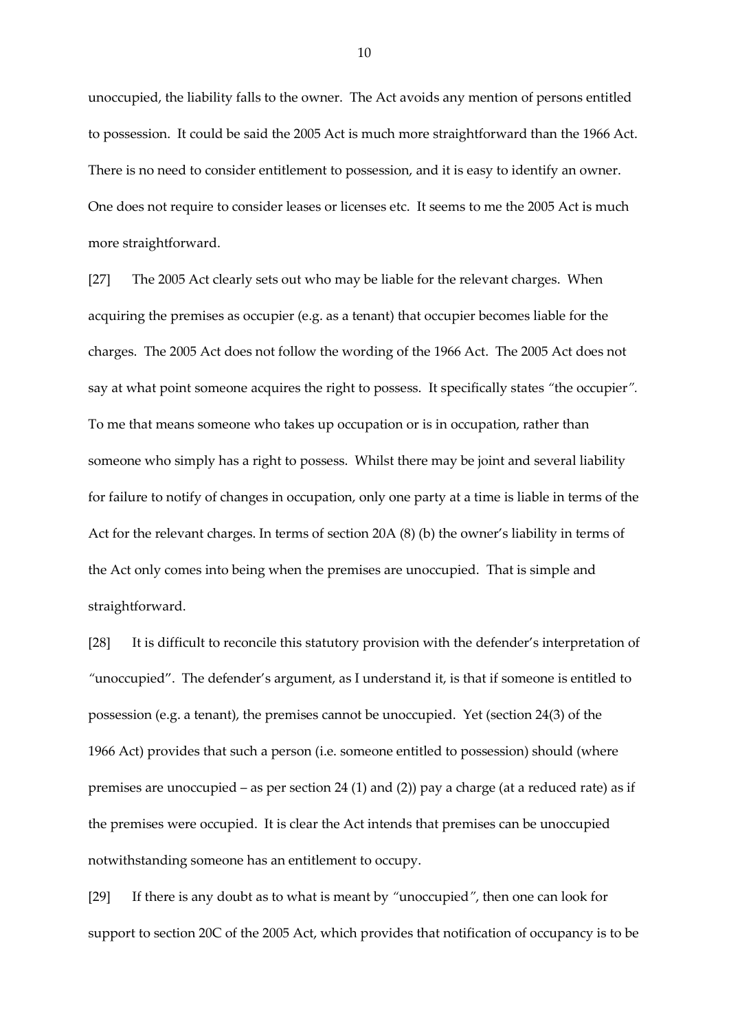unoccupied, the liability falls to the owner. The Act avoids any mention of persons entitled to possession. It could be said the 2005 Act is much more straightforward than the 1966 Act. There is no need to consider entitlement to possession, and it is easy to identify an owner. One does not require to consider leases or licenses etc. It seems to me the 2005 Act is much more straightforward.

[27] The 2005 Act clearly sets out who may be liable for the relevant charges. When acquiring the premises as occupier (e.g. as a tenant) that occupier becomes liable for the charges. The 2005 Act does not follow the wording of the 1966 Act. The 2005 Act does not say at what point someone acquires the right to possess. It specifically states *"the occupier".* To me that means someone who takes up occupation or is in occupation, rather than someone who simply has a right to possess. Whilst there may be joint and several liability for failure to notify of changes in occupation, only one party at a time is liable in terms of the Act for the relevant charges. In terms of section 20A (8) (b) the owner's liability in terms of the Act only comes into being when the premises are unoccupied. That is simple and straightforward.

[28] It is difficult to reconcile this statutory provision with the defender's interpretation of *"unoccupied"*. The defender's argument, as I understand it, is that if someone is entitled to possession (e.g. a tenant), the premises cannot be unoccupied. Yet (section 24(3) of the 1966 Act) provides that such a person (i.e. someone entitled to possession) should (where premises are unoccupied – as per section 24 (1) and (2)) pay a charge (at a reduced rate) as if the premises were occupied. It is clear the Act intends that premises can be unoccupied notwithstanding someone has an entitlement to occupy.

[29] If there is any doubt as to what is meant by *"unoccupied"*, then one can look for support to section 20C of the 2005 Act, which provides that notification of occupancy is to be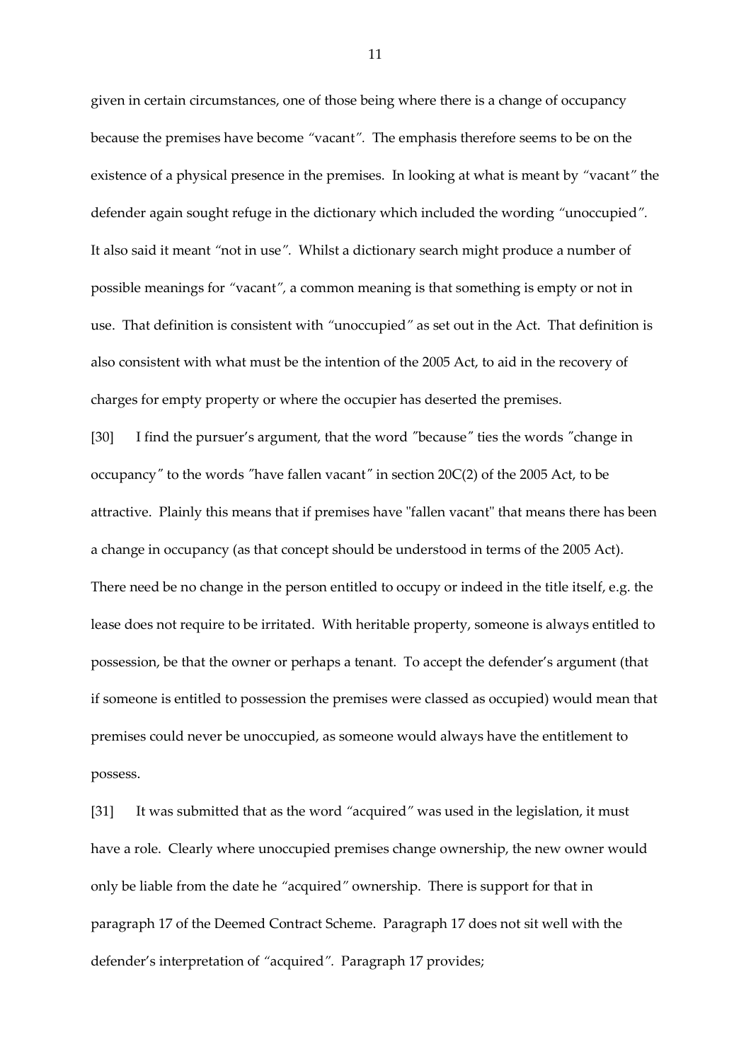given in certain circumstances, one of those being where there is a change of occupancy because the premises have become "vacant". The emphasis therefore seems to be on the existence of a physical presence in the premises. In looking at what is meant by "vacant" the defender again sought refuge in the dictionary which included the wording "unoccupied". It also said it meant "not in use". Whilst a dictionary search might produce a number of possible meanings for "vacant", a common meaning is that something is empty or not in use. That definition is consistent with "unoccupied" as set out in the Act. That definition is also consistent with what must be the intention of the 2005 Act, to aid in the recovery of charges for empty property or where the occupier has deserted the premises.

[30] I find the pursuer's argument, that the word "because" ties the words "change in occupancy" to the words "have fallen vacant" in section 20C(2) of the 2005 Act, to be attractive. Plainly this means that if premises have "fallen vacant" that means there has been a change in occupancy (as that concept should be understood in terms of the 2005 Act). There need be no change in the person entitled to occupy or indeed in the title itself, e.g. the lease does not require to be irritated. With heritable property, someone is always entitled to possession, be that the owner or perhaps a tenant. To accept the defender's argument (that if someone is entitled to possession the premises were classed as occupied) would mean that premises could never be unoccupied, as someone would always have the entitlement to possess.

[31] It was submitted that as the word "acquired" was used in the legislation, it must have a role. Clearly where unoccupied premises change ownership, the new owner would only be liable from the date he "acquired" ownership. There is support for that in paragraph 17 of the Deemed Contract Scheme. Paragraph 17 does not sit well with the defender's interpretation of "acquired". Paragraph 17 provides;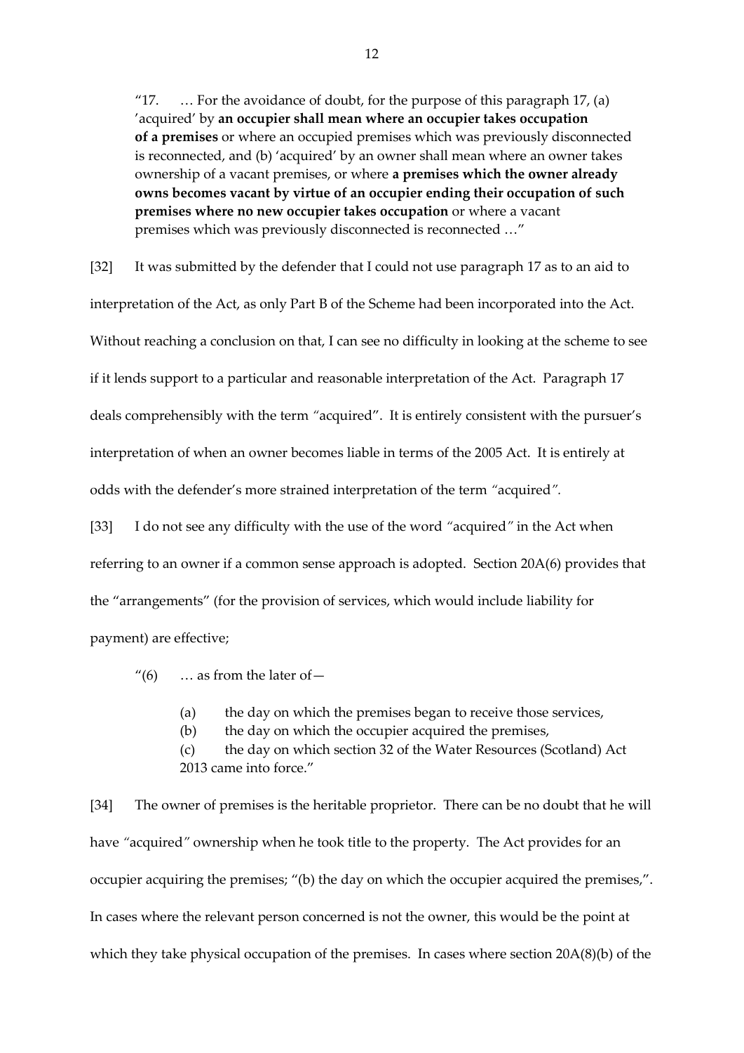> "17. … For the avoidance of doubt, for the purpose of this paragraph 17, (a) 'acquired' by **an occupier shall mean where an occupier takes occupation of a premises** or where an occupied premises which was previously disconnected is reconnected, and (b) 'acquired' by an owner shall mean where an owner takes ownership of a vacant premises, or where **a premises which the owner already owns becomes vacant by virtue of an occupier ending their occupation of such premises where no new occupier takes occupation** or where a vacant premises which was previously disconnected is reconnected …"

[32] It was submitted by the defender that I could not use paragraph 17 as to an aid to interpretation of the Act, as only Part B of the Scheme had been incorporated into the Act. Without reaching a conclusion on that, I can see no difficulty in looking at the scheme to see if it lends support to a particular and reasonable interpretation of the Act. Paragraph 17 deals comprehensibly with the term *"*acquired". It is entirely consistent with the pursuer's interpretation of when an owner becomes liable in terms of the 2005 Act. It is entirely at odds with the defender's more strained interpretation of the term *"*acquired*"*.

[33] I do not see any difficulty with the use of the word *"*acquired*"* in the Act when referring to an owner if a common sense approach is adopted. Section 20A(6) provides that the "arrangements" (for the provision of services, which would include liability for payment) are effective;

> "(6) … as from the later of—
>
> (a) the day on which the premises began to receive those services,
>
> (b) the day on which the occupier acquired the premises,
>
> (c) the day on which section 32 of the Water Resources (Scotland) Act 2013 came into force."

[34] The owner of premises is the heritable proprietor. There can be no doubt that he will have *"*acquired*"* ownership when he took title to the property. The Act provides for an occupier acquiring the premises; "(b) the day on which the occupier acquired the premises,". In cases where the relevant person concerned is not the owner, this would be the point at which they take physical occupation of the premises. In cases where section 20A(8)(b) of the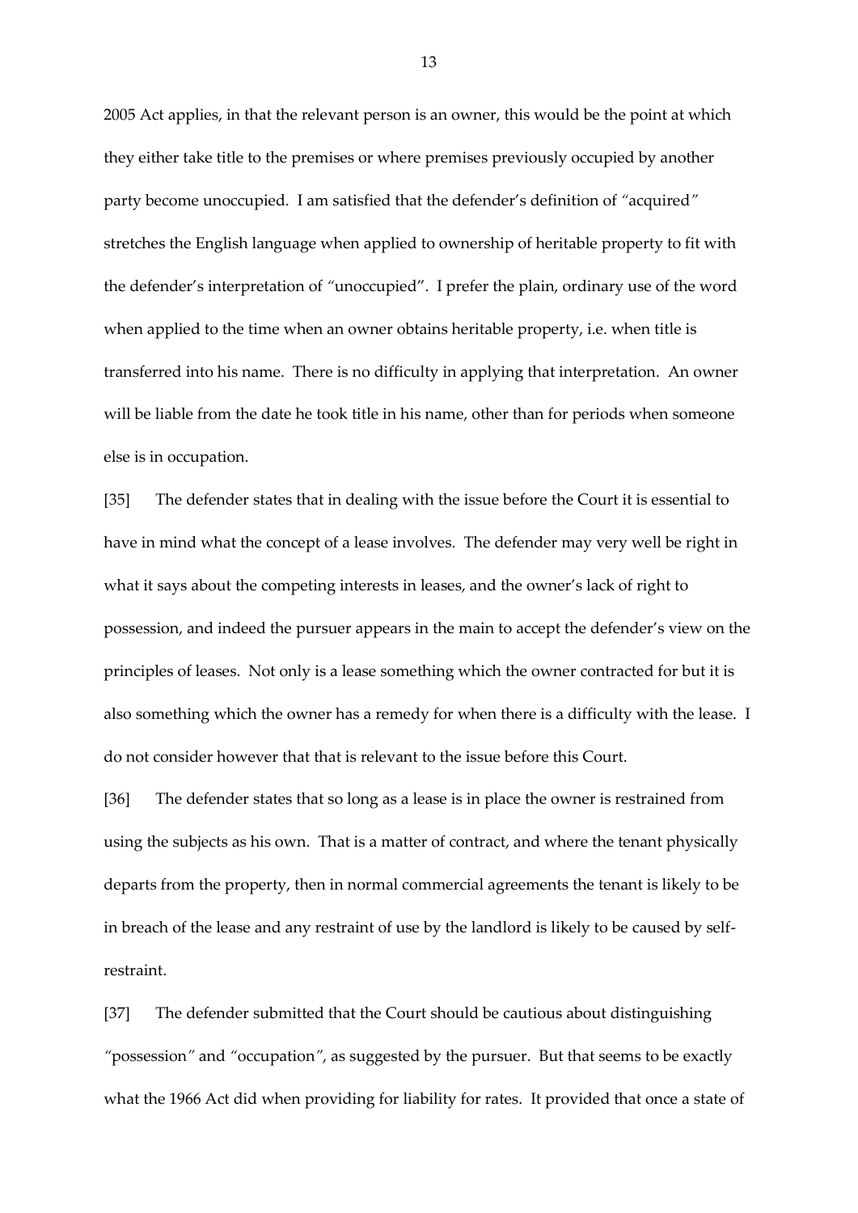2005 Act applies, in that the relevant person is an owner, this would be the point at which they either take title to the premises or where premises previously occupied by another party become unoccupied. I am satisfied that the defender's definition of "acquired" stretches the English language when applied to ownership of heritable property to fit with the defender's interpretation of "unoccupied". I prefer the plain, ordinary use of the word when applied to the time when an owner obtains heritable property, i.e. when title is transferred into his name. There is no difficulty in applying that interpretation. An owner will be liable from the date he took title in his name, other than for periods when someone else is in occupation.

[35] The defender states that in dealing with the issue before the Court it is essential to have in mind what the concept of a lease involves. The defender may very well be right in what it says about the competing interests in leases, and the owner's lack of right to possession, and indeed the pursuer appears in the main to accept the defender's view on the principles of leases. Not only is a lease something which the owner contracted for but it is also something which the owner has a remedy for when there is a difficulty with the lease. I do not consider however that that is relevant to the issue before this Court.

[36] The defender states that so long as a lease is in place the owner is restrained from using the subjects as his own. That is a matter of contract, and where the tenant physically departs from the property, then in normal commercial agreements the tenant is likely to be in breach of the lease and any restraint of use by the landlord is likely to be caused by self-restraint.

[37] The defender submitted that the Court should be cautious about distinguishing "possession" and "occupation", as suggested by the pursuer. But that seems to be exactly what the 1966 Act did when providing for liability for rates. It provided that once a state of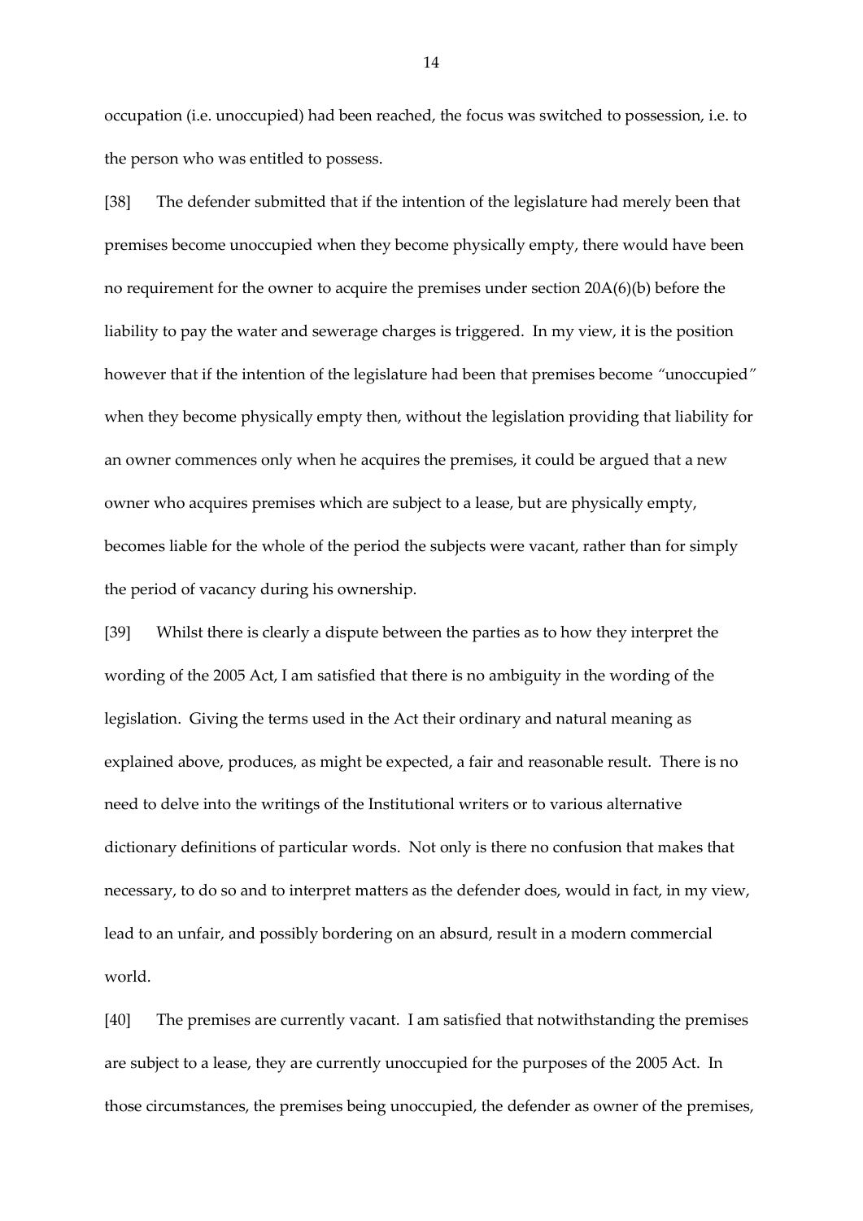occupation (i.e. unoccupied) had been reached, the focus was switched to possession, i.e. to the person who was entitled to possess.

[38] The defender submitted that if the intention of the legislature had merely been that premises become unoccupied when they become physically empty, there would have been no requirement for the owner to acquire the premises under section 20A(6)(b) before the liability to pay the water and sewerage charges is triggered. In my view, it is the position however that if the intention of the legislature had been that premises become "unoccupied" when they become physically empty then, without the legislation providing that liability for an owner commences only when he acquires the premises, it could be argued that a new owner who acquires premises which are subject to a lease, but are physically empty, becomes liable for the whole of the period the subjects were vacant, rather than for simply the period of vacancy during his ownership.

[39] Whilst there is clearly a dispute between the parties as to how they interpret the wording of the 2005 Act, I am satisfied that there is no ambiguity in the wording of the legislation. Giving the terms used in the Act their ordinary and natural meaning as explained above, produces, as might be expected, a fair and reasonable result. There is no need to delve into the writings of the Institutional writers or to various alternative dictionary definitions of particular words. Not only is there no confusion that makes that necessary, to do so and to interpret matters as the defender does, would in fact, in my view, lead to an unfair, and possibly bordering on an absurd, result in a modern commercial world.

[40] The premises are currently vacant. I am satisfied that notwithstanding the premises are subject to a lease, they are currently unoccupied for the purposes of the 2005 Act. In those circumstances, the premises being unoccupied, the defender as owner of the premises,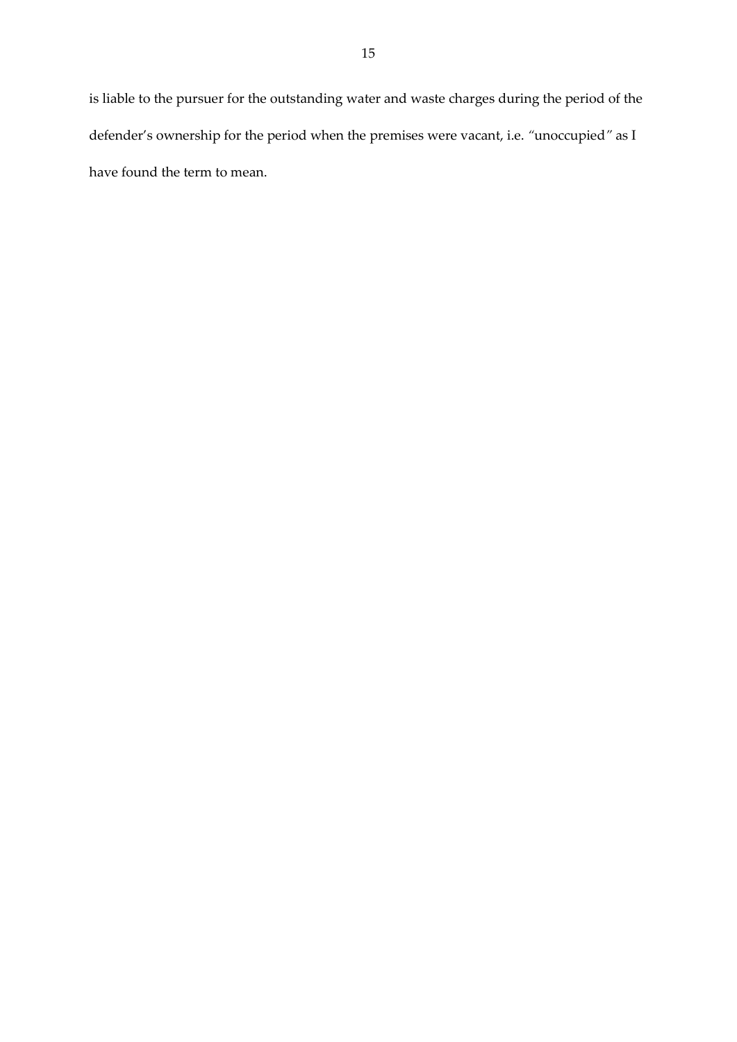is liable to the pursuer for the outstanding water and waste charges during the period of the defender's ownership for the period when the premises were vacant, i.e. "unoccupied" as I have found the term to mean.